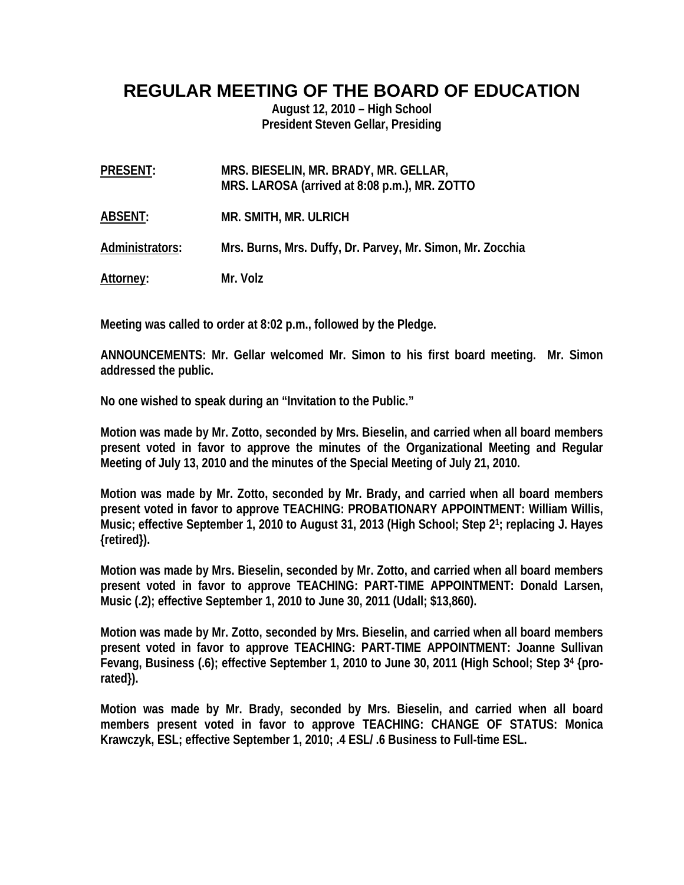# REGULAR MEETING OF THE BOARD OF EDUCATION

**August 12, 2010 – High School**
**President Steven Gellar, Presiding**

**PRESENT:** MRS. BIESELIN, MR. BRADY, MR. GELLAR, MRS. LAROSA (arrived at 8:08 p.m.), MR. ZOTTO

**ABSENT:** MR. SMITH, MR. ULRICH

**Administrators:** Mrs. Burns, Mrs. Duffy, Dr. Parvey, Mr. Simon, Mr. Zocchia

**Attorney:** Mr. Volz

Meeting was called to order at 8:02 p.m., followed by the Pledge.

ANNOUNCEMENTS: Mr. Gellar welcomed Mr. Simon to his first board meeting. Mr. Simon addressed the public.

No one wished to speak during an "Invitation to the Public."

Motion was made by Mr. Zotto, seconded by Mrs. Bieselin, and carried when all board members present voted in favor to approve the minutes of the Organizational Meeting and Regular Meeting of July 13, 2010 and the minutes of the Special Meeting of July 21, 2010.

Motion was made by Mr. Zotto, seconded by Mr. Brady, and carried when all board members present voted in favor to approve TEACHING: PROBATIONARY APPOINTMENT: William Willis, Music; effective September 1, 2010 to August 31, 2013 (High School; Step 2[1]; replacing J. Hayes {retired}).

Motion was made by Mrs. Bieselin, seconded by Mr. Zotto, and carried when all board members present voted in favor to approve TEACHING: PART-TIME APPOINTMENT: Donald Larsen, Music (.2); effective September 1, 2010 to June 30, 2011 (Udall; $13,860).

Motion was made by Mr. Zotto, seconded by Mrs. Bieselin, and carried when all board members present voted in favor to approve TEACHING: PART-TIME APPOINTMENT: Joanne Sullivan Fevang, Business (.6); effective September 1, 2010 to June 30, 2011 (High School; Step 3[4] {pro-rated}).

Motion was made by Mr. Brady, seconded by Mrs. Bieselin, and carried when all board members present voted in favor to approve TEACHING: CHANGE OF STATUS: Monica Krawczyk, ESL; effective September 1, 2010; .4 ESL/ .6 Business to Full-time ESL.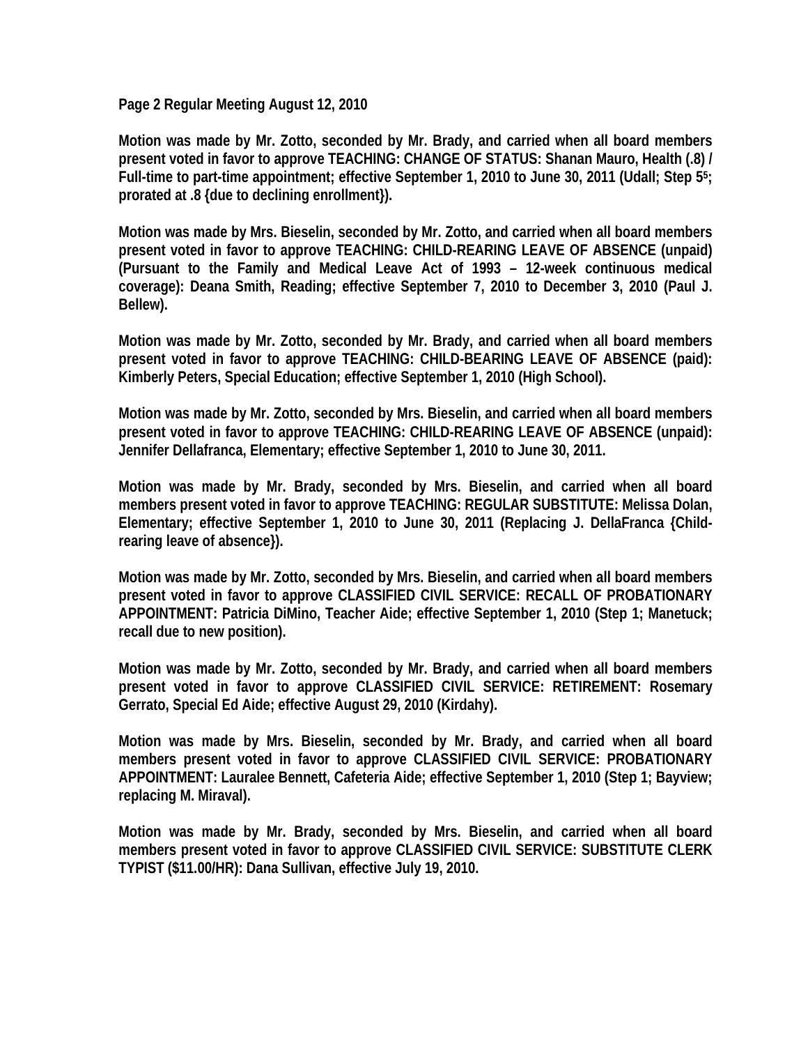**Motion was made by Mr. Zotto, seconded by Mr. Brady, and carried when all board members present voted in favor to approve TEACHING: CHANGE OF STATUS: Shanan Mauro, Health (.8) / Full-time to part-time appointment; effective September 1, 2010 to June 30, 2011 (Udall; Step 5[5]; prorated at .8 {due to declining enrollment}).**

**Motion was made by Mrs. Bieselin, seconded by Mr. Zotto, and carried when all board members present voted in favor to approve TEACHING: CHILD-REARING LEAVE OF ABSENCE (unpaid) (Pursuant to the Family and Medical Leave Act of 1993 – 12-week continuous medical coverage): Deana Smith, Reading; effective September 7, 2010 to December 3, 2010 (Paul J. Bellew).**

**Motion was made by Mr. Zotto, seconded by Mr. Brady, and carried when all board members present voted in favor to approve TEACHING: CHILD-BEARING LEAVE OF ABSENCE (paid): Kimberly Peters, Special Education; effective September 1, 2010 (High School).**

**Motion was made by Mr. Zotto, seconded by Mrs. Bieselin, and carried when all board members present voted in favor to approve TEACHING: CHILD-REARING LEAVE OF ABSENCE (unpaid): Jennifer Dellafranca, Elementary; effective September 1, 2010 to June 30, 2011.**

**Motion was made by Mr. Brady, seconded by Mrs. Bieselin, and carried when all board members present voted in favor to approve TEACHING: REGULAR SUBSTITUTE: Melissa Dolan, Elementary; effective September 1, 2010 to June 30, 2011 (Replacing J. DellaFranca {Child-rearing leave of absence}).**

**Motion was made by Mr. Zotto, seconded by Mrs. Bieselin, and carried when all board members present voted in favor to approve CLASSIFIED CIVIL SERVICE: RECALL OF PROBATIONARY APPOINTMENT: Patricia DiMino, Teacher Aide; effective September 1, 2010 (Step 1; Manetuck; recall due to new position).**

**Motion was made by Mr. Zotto, seconded by Mr. Brady, and carried when all board members present voted in favor to approve CLASSIFIED CIVIL SERVICE: RETIREMENT: Rosemary Gerrato, Special Ed Aide; effective August 29, 2010 (Kirdahy).**

**Motion was made by Mrs. Bieselin, seconded by Mr. Brady, and carried when all board members present voted in favor to approve CLASSIFIED CIVIL SERVICE: PROBATIONARY APPOINTMENT: Lauralee Bennett, Cafeteria Aide; effective September 1, 2010 (Step 1; Bayview; replacing M. Miraval).**

**Motion was made by Mr. Brady, seconded by Mrs. Bieselin, and carried when all board members present voted in favor to approve CLASSIFIED CIVIL SERVICE: SUBSTITUTE CLERK TYPIST ($11.00/HR): Dana Sullivan, effective July 19, 2010.**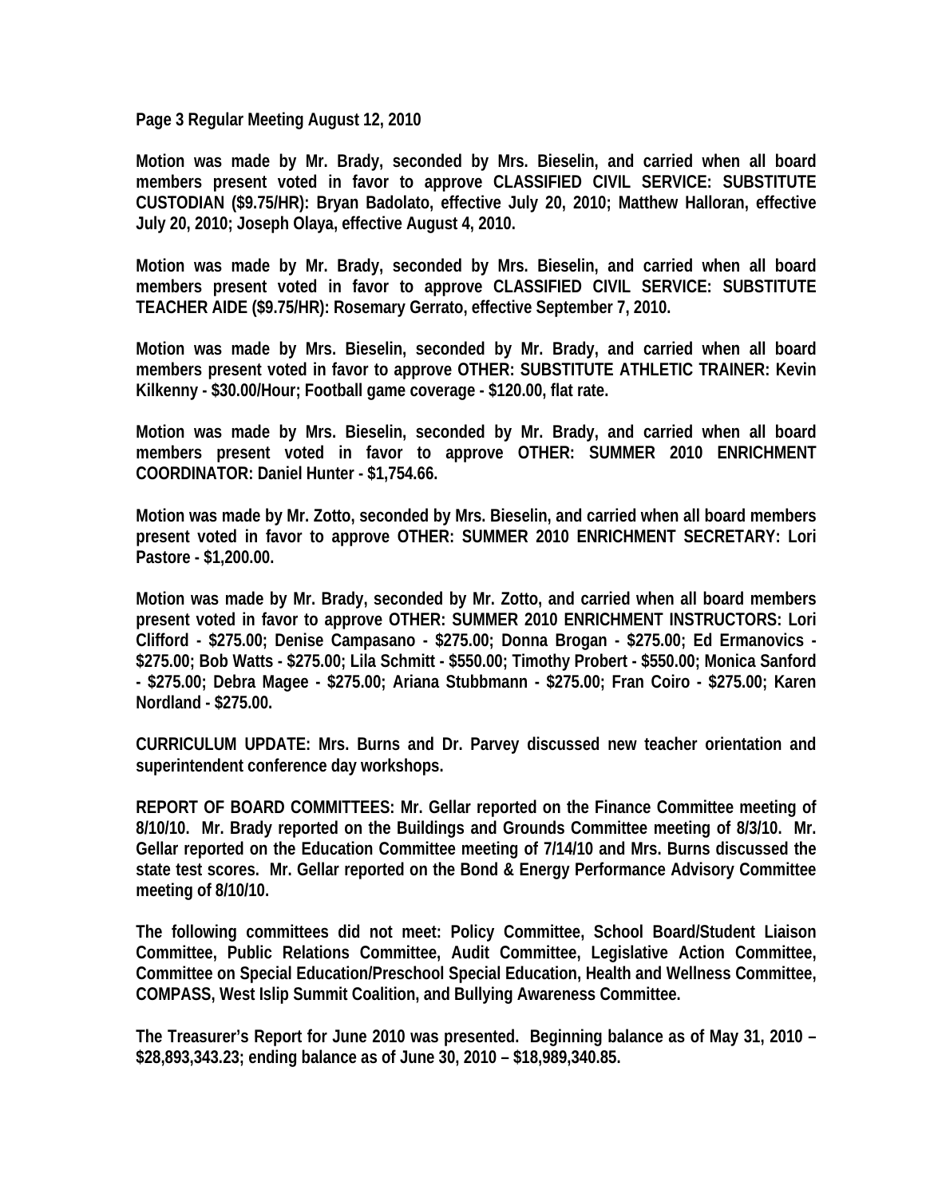**Page 3 Regular Meeting August 12, 2010**

**Motion was made by Mr. Brady, seconded by Mrs. Bieselin, and carried when all board members present voted in favor to approve CLASSIFIED CIVIL SERVICE: SUBSTITUTE CUSTODIAN ($9.75/HR): Bryan Badolato, effective July 20, 2010; Matthew Halloran, effective July 20, 2010; Joseph Olaya, effective August 4, 2010.**

**Motion was made by Mr. Brady, seconded by Mrs. Bieselin, and carried when all board members present voted in favor to approve CLASSIFIED CIVIL SERVICE: SUBSTITUTE TEACHER AIDE ($9.75/HR): Rosemary Gerrato, effective September 7, 2010.**

**Motion was made by Mrs. Bieselin, seconded by Mr. Brady, and carried when all board members present voted in favor to approve OTHER: SUBSTITUTE ATHLETIC TRAINER: Kevin Kilkenny - $30.00/Hour; Football game coverage - $120.00, flat rate.**

**Motion was made by Mrs. Bieselin, seconded by Mr. Brady, and carried when all board members present voted in favor to approve OTHER: SUMMER 2010 ENRICHMENT COORDINATOR: Daniel Hunter - $1,754.66.**

**Motion was made by Mr. Zotto, seconded by Mrs. Bieselin, and carried when all board members present voted in favor to approve OTHER: SUMMER 2010 ENRICHMENT SECRETARY: Lori Pastore - $1,200.00.**

**Motion was made by Mr. Brady, seconded by Mr. Zotto, and carried when all board members present voted in favor to approve OTHER: SUMMER 2010 ENRICHMENT INSTRUCTORS: Lori Clifford - $275.00; Denise Campasano - $275.00; Donna Brogan - $275.00; Ed Ermanovics - $275.00; Bob Watts - $275.00; Lila Schmitt - $550.00; Timothy Probert - $550.00; Monica Sanford - $275.00; Debra Magee - $275.00; Ariana Stubbmann - $275.00; Fran Coiro - $275.00; Karen Nordland - $275.00.**

**CURRICULUM UPDATE: Mrs. Burns and Dr. Parvey discussed new teacher orientation and superintendent conference day workshops.**

**REPORT OF BOARD COMMITTEES: Mr. Gellar reported on the Finance Committee meeting of 8/10/10. Mr. Brady reported on the Buildings and Grounds Committee meeting of 8/3/10. Mr. Gellar reported on the Education Committee meeting of 7/14/10 and Mrs. Burns discussed the state test scores. Mr. Gellar reported on the Bond & Energy Performance Advisory Committee meeting of 8/10/10.**

**The following committees did not meet: Policy Committee, School Board/Student Liaison Committee, Public Relations Committee, Audit Committee, Legislative Action Committee, Committee on Special Education/Preschool Special Education, Health and Wellness Committee, COMPASS, West Islip Summit Coalition, and Bullying Awareness Committee.**

**The Treasurer's Report for June 2010 was presented. Beginning balance as of May 31, 2010 – $28,893,343.23; ending balance as of June 30, 2010 – $18,989,340.85.**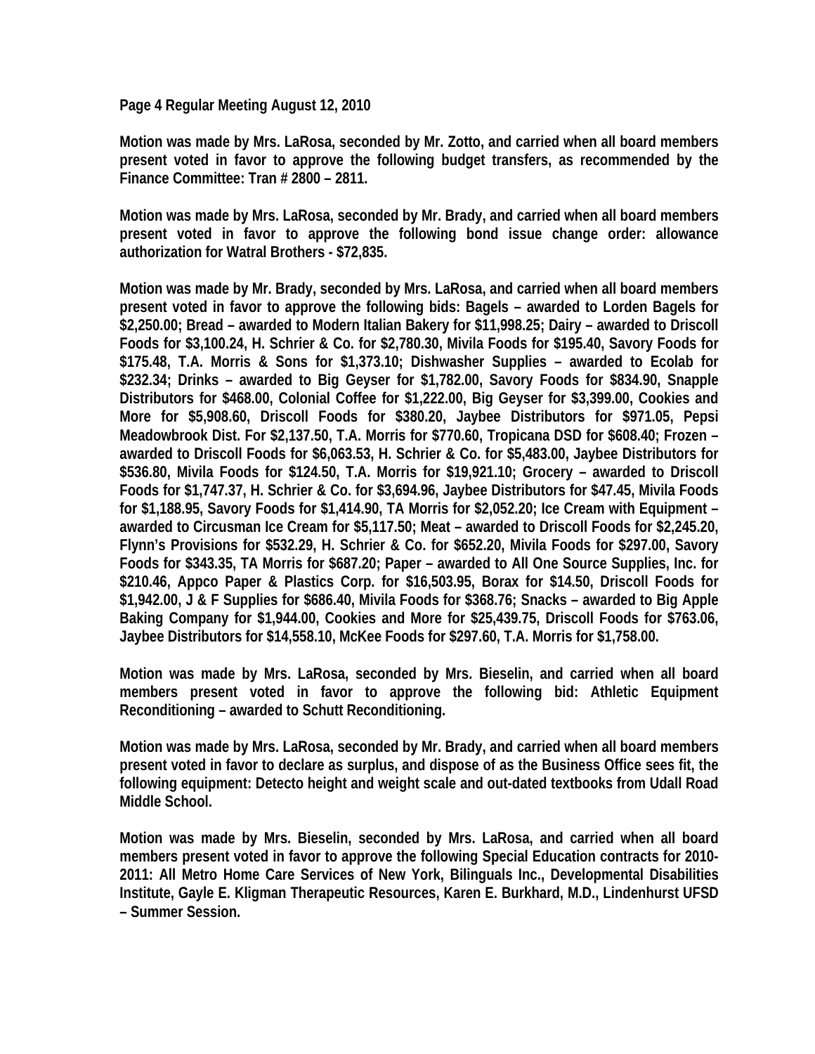**Page 4 Regular Meeting August 12, 2010**

**Motion was made by Mrs. LaRosa, seconded by Mr. Zotto, and carried when all board members present voted in favor to approve the following budget transfers, as recommended by the Finance Committee: Tran # 2800 – 2811.**

**Motion was made by Mrs. LaRosa, seconded by Mr. Brady, and carried when all board members present voted in favor to approve the following bond issue change order: allowance authorization for Watral Brothers - $72,835.**

**Motion was made by Mr. Brady, seconded by Mrs. LaRosa, and carried when all board members present voted in favor to approve the following bids: Bagels – awarded to Lorden Bagels for $2,250.00; Bread – awarded to Modern Italian Bakery for $11,998.25; Dairy – awarded to Driscoll Foods for $3,100.24, H. Schrier & Co. for $2,780.30, Mivila Foods for $195.40, Savory Foods for $175.48, T.A. Morris & Sons for $1,373.10; Dishwasher Supplies – awarded to Ecolab for $232.34; Drinks – awarded to Big Geyser for $1,782.00, Savory Foods for $834.90, Snapple Distributors for $468.00, Colonial Coffee for $1,222.00, Big Geyser for $3,399.00, Cookies and More for $5,908.60, Driscoll Foods for $380.20, Jaybee Distributors for $971.05, Pepsi Meadowbrook Dist. For $2,137.50, T.A. Morris for $770.60, Tropicana DSD for $608.40; Frozen – awarded to Driscoll Foods for $6,063.53, H. Schrier & Co. for $5,483.00, Jaybee Distributors for $536.80, Mivila Foods for $124.50, T.A. Morris for $19,921.10; Grocery – awarded to Driscoll Foods for $1,747.37, H. Schrier & Co. for $3,694.96, Jaybee Distributors for $47.45, Mivila Foods for $1,188.95, Savory Foods for $1,414.90, TA Morris for $2,052.20; Ice Cream with Equipment – awarded to Circusman Ice Cream for $5,117.50; Meat – awarded to Driscoll Foods for $2,245.20, Flynn's Provisions for $532.29, H. Schrier & Co. for $652.20, Mivila Foods for $297.00, Savory Foods for $343.35, TA Morris for $687.20; Paper – awarded to All One Source Supplies, Inc. for $210.46, Appco Paper & Plastics Corp. for $16,503.95, Borax for $14.50, Driscoll Foods for $1,942.00, J & F Supplies for $686.40, Mivila Foods for $368.76; Snacks – awarded to Big Apple Baking Company for $1,944.00, Cookies and More for $25,439.75, Driscoll Foods for $763.06, Jaybee Distributors for $14,558.10, McKee Foods for $297.60, T.A. Morris for $1,758.00.**

**Motion was made by Mrs. LaRosa, seconded by Mrs. Bieselin, and carried when all board members present voted in favor to approve the following bid: Athletic Equipment Reconditioning – awarded to Schutt Reconditioning.**

**Motion was made by Mrs. LaRosa, seconded by Mr. Brady, and carried when all board members present voted in favor to declare as surplus, and dispose of as the Business Office sees fit, the following equipment: Detecto height and weight scale and out-dated textbooks from Udall Road Middle School.**

**Motion was made by Mrs. Bieselin, seconded by Mrs. LaRosa, and carried when all board members present voted in favor to approve the following Special Education contracts for 2010-2011: All Metro Home Care Services of New York, Bilinguals Inc., Developmental Disabilities Institute, Gayle E. Kligman Therapeutic Resources, Karen E. Burkhard, M.D., Lindenhurst UFSD – Summer Session.**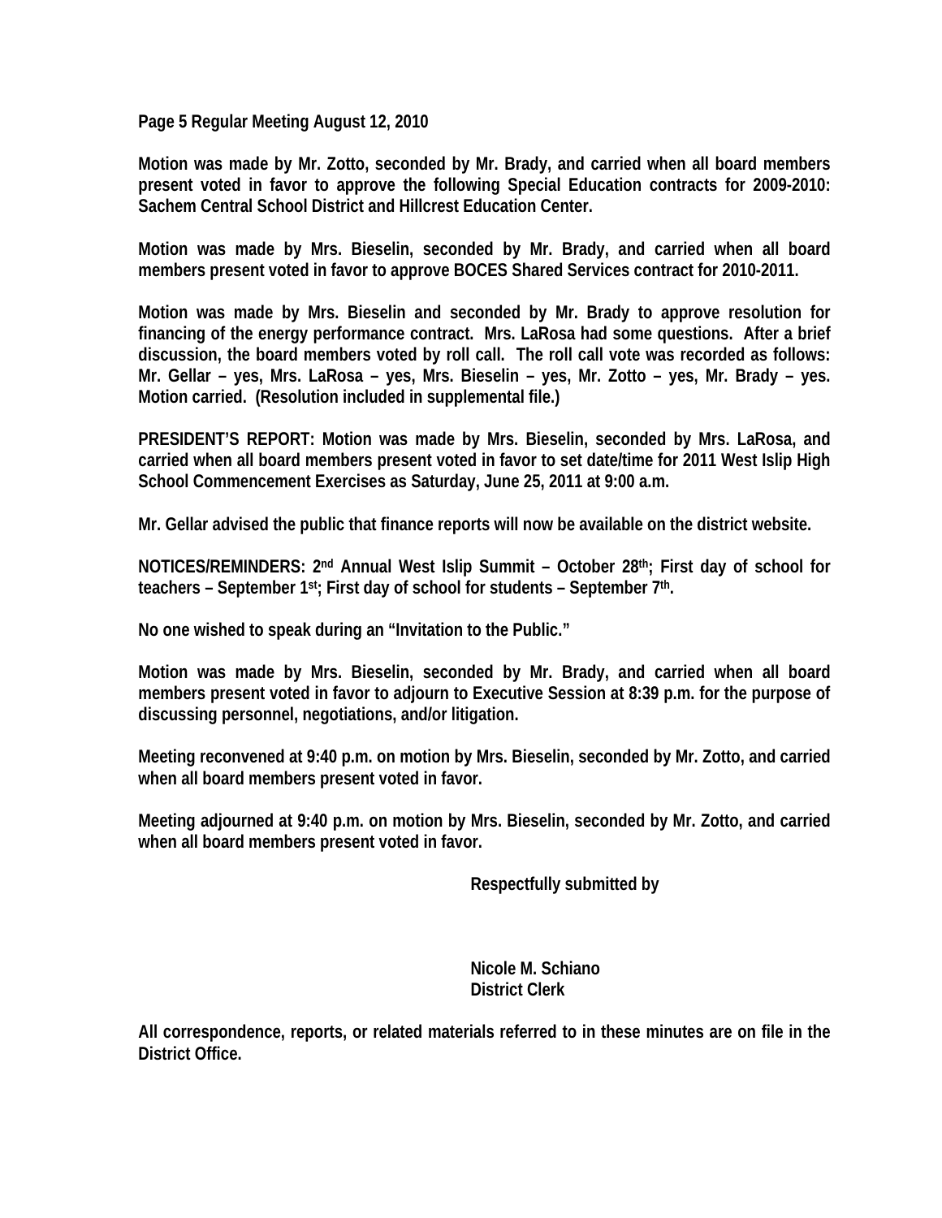**Page 5 Regular Meeting August 12, 2010**

**Motion was made by Mr. Zotto, seconded by Mr. Brady, and carried when all board members present voted in favor to approve the following Special Education contracts for 2009-2010: Sachem Central School District and Hillcrest Education Center.**

**Motion was made by Mrs. Bieselin, seconded by Mr. Brady, and carried when all board members present voted in favor to approve BOCES Shared Services contract for 2010-2011.**

**Motion was made by Mrs. Bieselin and seconded by Mr. Brady to approve resolution for financing of the energy performance contract. Mrs. LaRosa had some questions. After a brief discussion, the board members voted by roll call. The roll call vote was recorded as follows: Mr. Gellar – yes, Mrs. LaRosa – yes, Mrs. Bieselin – yes, Mr. Zotto – yes, Mr. Brady – yes. Motion carried. (Resolution included in supplemental file.)**

**PRESIDENT'S REPORT: Motion was made by Mrs. Bieselin, seconded by Mrs. LaRosa, and carried when all board members present voted in favor to set date/time for 2011 West Islip High School Commencement Exercises as Saturday, June 25, 2011 at 9:00 a.m.**

**Mr. Gellar advised the public that finance reports will now be available on the district website.**

**NOTICES/REMINDERS: 2nd Annual West Islip Summit – October 28th; First day of school for teachers – September 1st; First day of school for students – September 7th.**

**No one wished to speak during an "Invitation to the Public."**

**Motion was made by Mrs. Bieselin, seconded by Mr. Brady, and carried when all board members present voted in favor to adjourn to Executive Session at 8:39 p.m. for the purpose of discussing personnel, negotiations, and/or litigation.**

**Meeting reconvened at 9:40 p.m. on motion by Mrs. Bieselin, seconded by Mr. Zotto, and carried when all board members present voted in favor.**

**Meeting adjourned at 9:40 p.m. on motion by Mrs. Bieselin, seconded by Mr. Zotto, and carried when all board members present voted in favor.**

**Respectfully submitted by**

**Nicole M. Schiano**
**District Clerk**

**All correspondence, reports, or related materials referred to in these minutes are on file in the District Office.**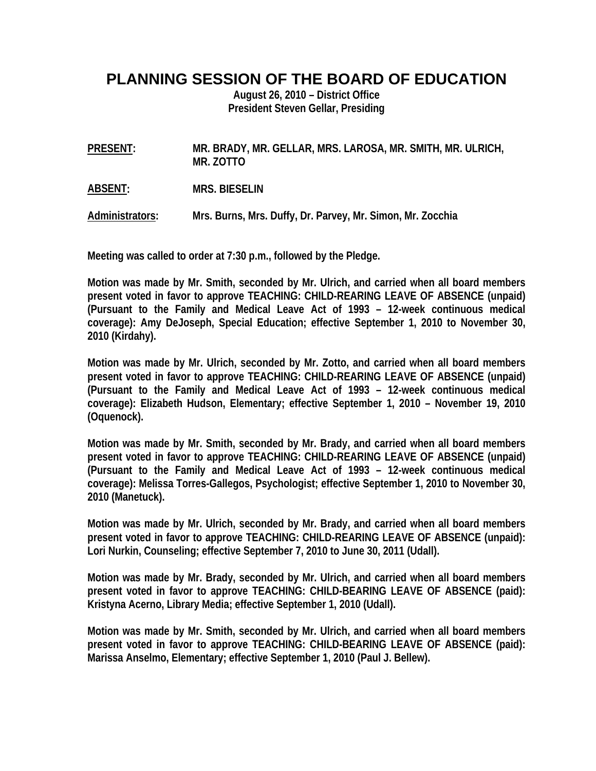# PLANNING SESSION OF THE BOARD OF EDUCATION

**August 26, 2010 – District Office**
**President Steven Gellar, Presiding**

**PRESENT:** MR. BRADY, MR. GELLAR, MRS. LAROSA, MR. SMITH, MR. ULRICH, MR. ZOTTO

**ABSENT:** MRS. BIESELIN

**Administrators:** Mrs. Burns, Mrs. Duffy, Dr. Parvey, Mr. Simon, Mr. Zocchia

Meeting was called to order at 7:30 p.m., followed by the Pledge.

Motion was made by Mr. Smith, seconded by Mr. Ulrich, and carried when all board members present voted in favor to approve TEACHING: CHILD-REARING LEAVE OF ABSENCE (unpaid) (Pursuant to the Family and Medical Leave Act of 1993 – 12-week continuous medical coverage): Amy DeJoseph, Special Education; effective September 1, 2010 to November 30, 2010 (Kirdahy).

Motion was made by Mr. Ulrich, seconded by Mr. Zotto, and carried when all board members present voted in favor to approve TEACHING: CHILD-REARING LEAVE OF ABSENCE (unpaid) (Pursuant to the Family and Medical Leave Act of 1993 – 12-week continuous medical coverage): Elizabeth Hudson, Elementary; effective September 1, 2010 – November 19, 2010 (Oquenock).

Motion was made by Mr. Smith, seconded by Mr. Brady, and carried when all board members present voted in favor to approve TEACHING: CHILD-REARING LEAVE OF ABSENCE (unpaid) (Pursuant to the Family and Medical Leave Act of 1993 – 12-week continuous medical coverage): Melissa Torres-Gallegos, Psychologist; effective September 1, 2010 to November 30, 2010 (Manetuck).

Motion was made by Mr. Ulrich, seconded by Mr. Brady, and carried when all board members present voted in favor to approve TEACHING: CHILD-REARING LEAVE OF ABSENCE (unpaid): Lori Nurkin, Counseling; effective September 7, 2010 to June 30, 2011 (Udall).

Motion was made by Mr. Brady, seconded by Mr. Ulrich, and carried when all board members present voted in favor to approve TEACHING: CHILD-BEARING LEAVE OF ABSENCE (paid): Kristyna Acerno, Library Media; effective September 1, 2010 (Udall).

Motion was made by Mr. Smith, seconded by Mr. Ulrich, and carried when all board members present voted in favor to approve TEACHING: CHILD-BEARING LEAVE OF ABSENCE (paid): Marissa Anselmo, Elementary; effective September 1, 2010 (Paul J. Bellew).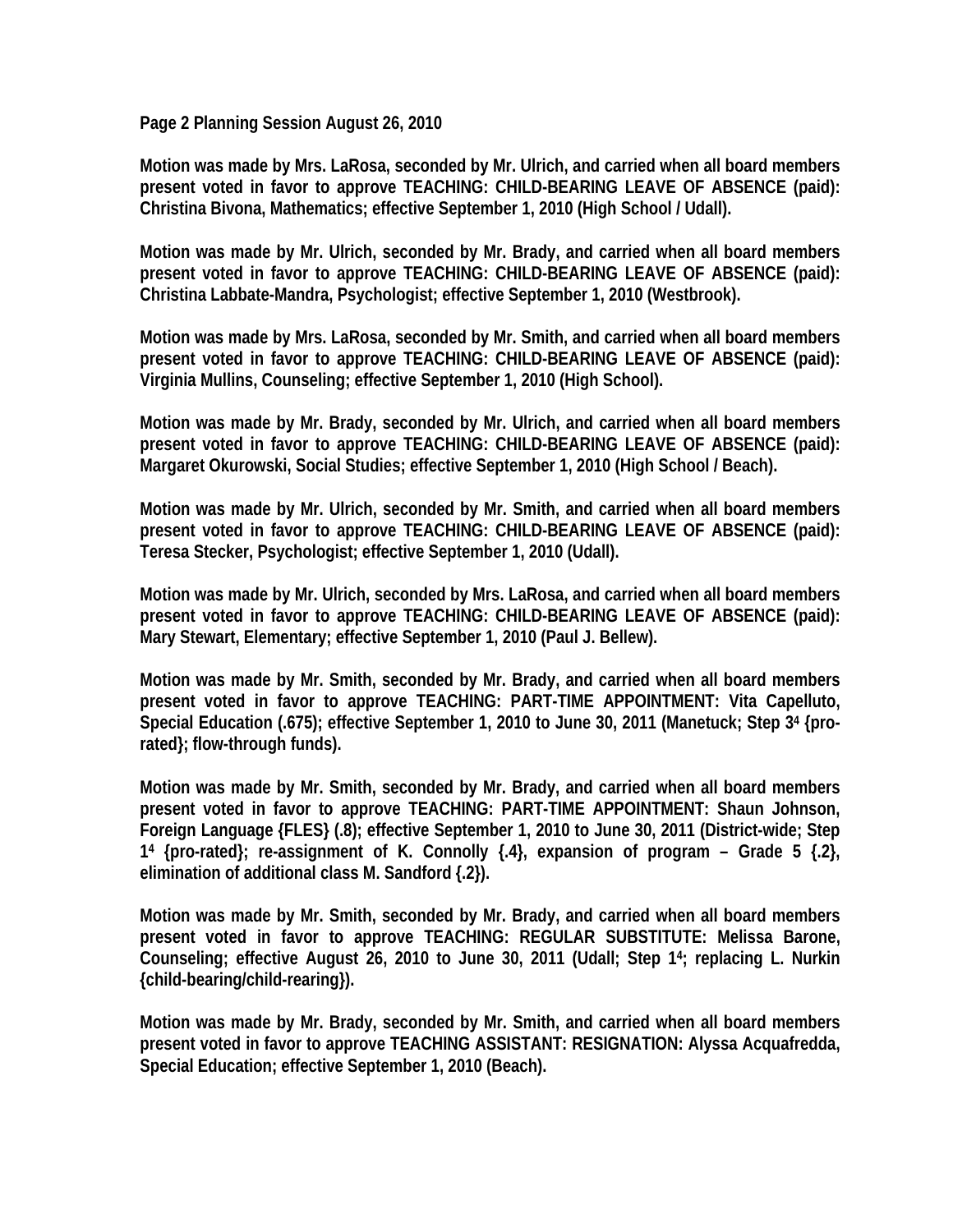**Motion was made by Mrs. LaRosa, seconded by Mr. Ulrich, and carried when all board members present voted in favor to approve TEACHING: CHILD-BEARING LEAVE OF ABSENCE (paid): Christina Bivona, Mathematics; effective September 1, 2010 (High School / Udall).**

**Motion was made by Mr. Ulrich, seconded by Mr. Brady, and carried when all board members present voted in favor to approve TEACHING: CHILD-BEARING LEAVE OF ABSENCE (paid): Christina Labbate-Mandra, Psychologist; effective September 1, 2010 (Westbrook).**

**Motion was made by Mrs. LaRosa, seconded by Mr. Smith, and carried when all board members present voted in favor to approve TEACHING: CHILD-BEARING LEAVE OF ABSENCE (paid): Virginia Mullins, Counseling; effective September 1, 2010 (High School).**

**Motion was made by Mr. Brady, seconded by Mr. Ulrich, and carried when all board members present voted in favor to approve TEACHING: CHILD-BEARING LEAVE OF ABSENCE (paid): Margaret Okurowski, Social Studies; effective September 1, 2010 (High School / Beach).**

**Motion was made by Mr. Ulrich, seconded by Mr. Smith, and carried when all board members present voted in favor to approve TEACHING: CHILD-BEARING LEAVE OF ABSENCE (paid): Teresa Stecker, Psychologist; effective September 1, 2010 (Udall).**

**Motion was made by Mr. Ulrich, seconded by Mrs. LaRosa, and carried when all board members present voted in favor to approve TEACHING: CHILD-BEARING LEAVE OF ABSENCE (paid): Mary Stewart, Elementary; effective September 1, 2010 (Paul J. Bellew).**

**Motion was made by Mr. Smith, seconded by Mr. Brady, and carried when all board members present voted in favor to approve TEACHING: PART-TIME APPOINTMENT: Vita Capelluto, Special Education (.675); effective September 1, 2010 to June 30, 2011 (Manetuck; Step 3[4] {pro-rated}; flow-through funds).**

**Motion was made by Mr. Smith, seconded by Mr. Brady, and carried when all board members present voted in favor to approve TEACHING: PART-TIME APPOINTMENT: Shaun Johnson, Foreign Language {FLES} (.8); effective September 1, 2010 to June 30, 2011 (District-wide; Step 1[4] {pro-rated}; re-assignment of K. Connolly {.4}, expansion of program – Grade 5 {.2}, elimination of additional class M. Sandford {.2}).**

**Motion was made by Mr. Smith, seconded by Mr. Brady, and carried when all board members present voted in favor to approve TEACHING: REGULAR SUBSTITUTE: Melissa Barone, Counseling; effective August 26, 2010 to June 30, 2011 (Udall; Step 1[4]; replacing L. Nurkin {child-bearing/child-rearing}).**

**Motion was made by Mr. Brady, seconded by Mr. Smith, and carried when all board members present voted in favor to approve TEACHING ASSISTANT: RESIGNATION: Alyssa Acquafredda, Special Education; effective September 1, 2010 (Beach).**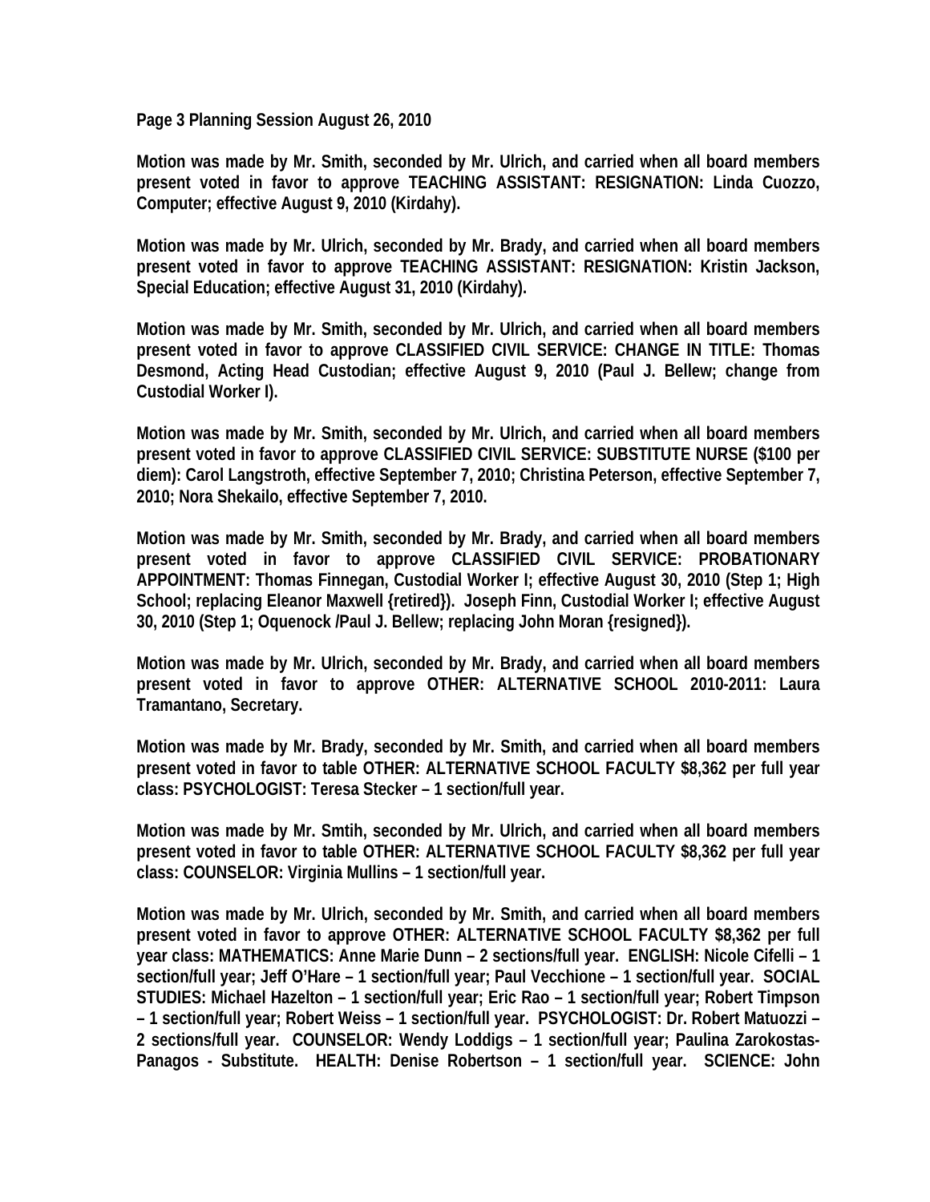**Page 3 Planning Session August 26, 2010**

**Motion was made by Mr. Smith, seconded by Mr. Ulrich, and carried when all board members present voted in favor to approve TEACHING ASSISTANT: RESIGNATION: Linda Cuozzo, Computer; effective August 9, 2010 (Kirdahy).**

**Motion was made by Mr. Ulrich, seconded by Mr. Brady, and carried when all board members present voted in favor to approve TEACHING ASSISTANT: RESIGNATION: Kristin Jackson, Special Education; effective August 31, 2010 (Kirdahy).**

**Motion was made by Mr. Smith, seconded by Mr. Ulrich, and carried when all board members present voted in favor to approve CLASSIFIED CIVIL SERVICE: CHANGE IN TITLE: Thomas Desmond, Acting Head Custodian; effective August 9, 2010 (Paul J. Bellew; change from Custodial Worker I).**

**Motion was made by Mr. Smith, seconded by Mr. Ulrich, and carried when all board members present voted in favor to approve CLASSIFIED CIVIL SERVICE: SUBSTITUTE NURSE ($100 per diem): Carol Langstroth, effective September 7, 2010; Christina Peterson, effective September 7, 2010; Nora Shekailo, effective September 7, 2010.**

**Motion was made by Mr. Smith, seconded by Mr. Brady, and carried when all board members present voted in favor to approve CLASSIFIED CIVIL SERVICE: PROBATIONARY APPOINTMENT: Thomas Finnegan, Custodial Worker I; effective August 30, 2010 (Step 1; High School; replacing Eleanor Maxwell {retired}). Joseph Finn, Custodial Worker I; effective August 30, 2010 (Step 1; Oquenock /Paul J. Bellew; replacing John Moran {resigned}).**

**Motion was made by Mr. Ulrich, seconded by Mr. Brady, and carried when all board members present voted in favor to approve OTHER: ALTERNATIVE SCHOOL 2010-2011: Laura Tramantano, Secretary.**

**Motion was made by Mr. Brady, seconded by Mr. Smith, and carried when all board members present voted in favor to table OTHER: ALTERNATIVE SCHOOL FACULTY $8,362 per full year class: PSYCHOLOGIST: Teresa Stecker – 1 section/full year.**

**Motion was made by Mr. Smtih, seconded by Mr. Ulrich, and carried when all board members present voted in favor to table OTHER: ALTERNATIVE SCHOOL FACULTY $8,362 per full year class: COUNSELOR: Virginia Mullins – 1 section/full year.**

**Motion was made by Mr. Ulrich, seconded by Mr. Smith, and carried when all board members present voted in favor to approve OTHER: ALTERNATIVE SCHOOL FACULTY $8,362 per full year class: MATHEMATICS: Anne Marie Dunn – 2 sections/full year. ENGLISH: Nicole Cifelli – 1 section/full year; Jeff O'Hare – 1 section/full year; Paul Vecchione – 1 section/full year. SOCIAL STUDIES: Michael Hazelton – 1 section/full year; Eric Rao – 1 section/full year; Robert Timpson – 1 section/full year; Robert Weiss – 1 section/full year. PSYCHOLOGIST: Dr. Robert Matuozzi – 2 sections/full year. COUNSELOR: Wendy Loddigs – 1 section/full year; Paulina Zarokostas-Panagos - Substitute. HEALTH: Denise Robertson – 1 section/full year. SCIENCE: John**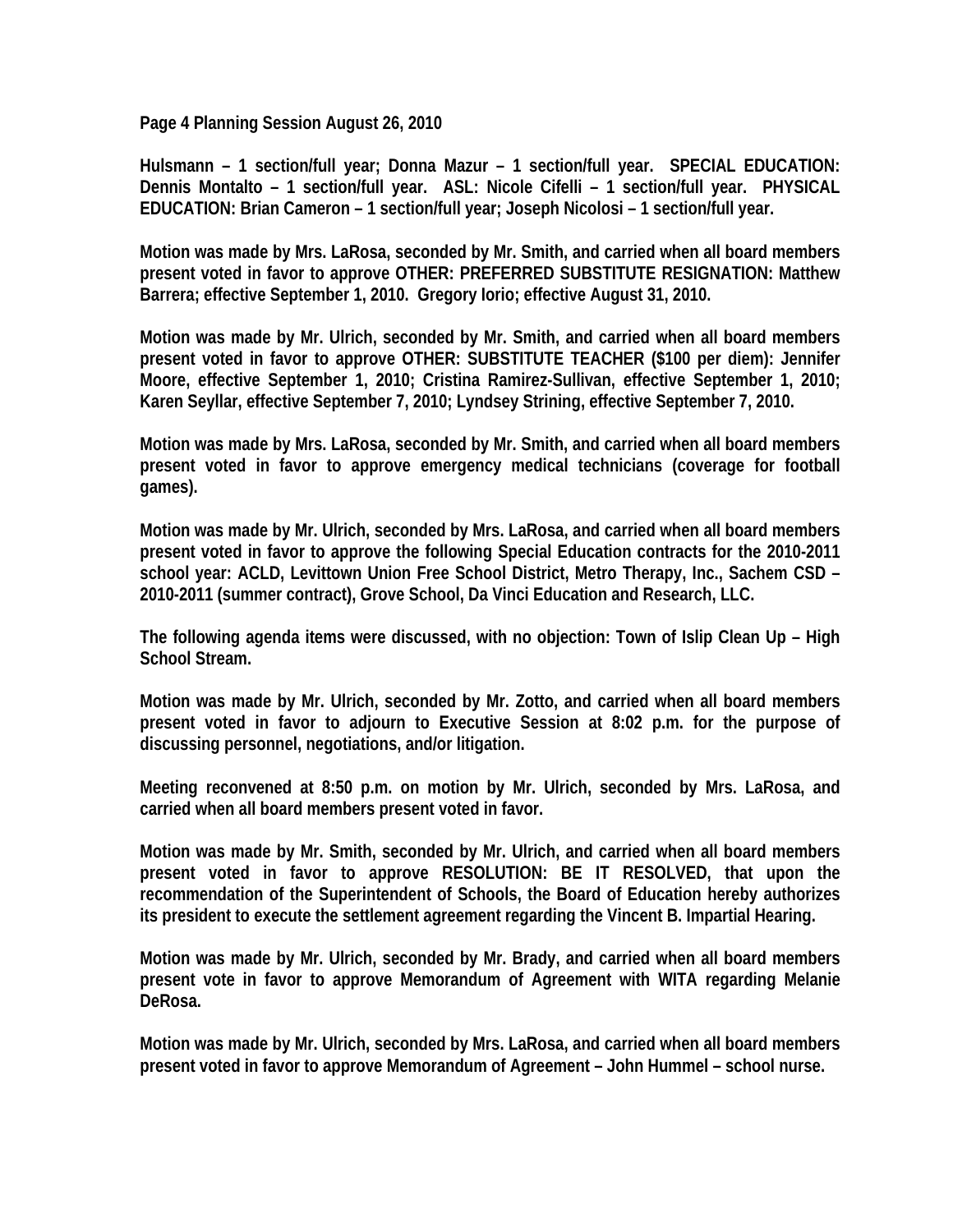**Hulsmann – 1 section/full year; Donna Mazur – 1 section/full year. SPECIAL EDUCATION: Dennis Montalto – 1 section/full year. ASL: Nicole Cifelli – 1 section/full year. PHYSICAL EDUCATION: Brian Cameron – 1 section/full year; Joseph Nicolosi – 1 section/full year.**

**Motion was made by Mrs. LaRosa, seconded by Mr. Smith, and carried when all board members present voted in favor to approve OTHER: PREFERRED SUBSTITUTE RESIGNATION: Matthew Barrera; effective September 1, 2010. Gregory Iorio; effective August 31, 2010.**

**Motion was made by Mr. Ulrich, seconded by Mr. Smith, and carried when all board members present voted in favor to approve OTHER: SUBSTITUTE TEACHER ($100 per diem): Jennifer Moore, effective September 1, 2010; Cristina Ramirez-Sullivan, effective September 1, 2010; Karen Seyllar, effective September 7, 2010; Lyndsey Strining, effective September 7, 2010.**

**Motion was made by Mrs. LaRosa, seconded by Mr. Smith, and carried when all board members present voted in favor to approve emergency medical technicians (coverage for football games).**

**Motion was made by Mr. Ulrich, seconded by Mrs. LaRosa, and carried when all board members present voted in favor to approve the following Special Education contracts for the 2010-2011 school year: ACLD, Levittown Union Free School District, Metro Therapy, Inc., Sachem CSD – 2010-2011 (summer contract), Grove School, Da Vinci Education and Research, LLC.**

**The following agenda items were discussed, with no objection: Town of Islip Clean Up – High School Stream.**

**Motion was made by Mr. Ulrich, seconded by Mr. Zotto, and carried when all board members present voted in favor to adjourn to Executive Session at 8:02 p.m. for the purpose of discussing personnel, negotiations, and/or litigation.**

**Meeting reconvened at 8:50 p.m. on motion by Mr. Ulrich, seconded by Mrs. LaRosa, and carried when all board members present voted in favor.**

**Motion was made by Mr. Smith, seconded by Mr. Ulrich, and carried when all board members present voted in favor to approve RESOLUTION: BE IT RESOLVED, that upon the recommendation of the Superintendent of Schools, the Board of Education hereby authorizes its president to execute the settlement agreement regarding the Vincent B. Impartial Hearing.**

**Motion was made by Mr. Ulrich, seconded by Mr. Brady, and carried when all board members present vote in favor to approve Memorandum of Agreement with WITA regarding Melanie DeRosa.**

**Motion was made by Mr. Ulrich, seconded by Mrs. LaRosa, and carried when all board members present voted in favor to approve Memorandum of Agreement – John Hummel – school nurse.**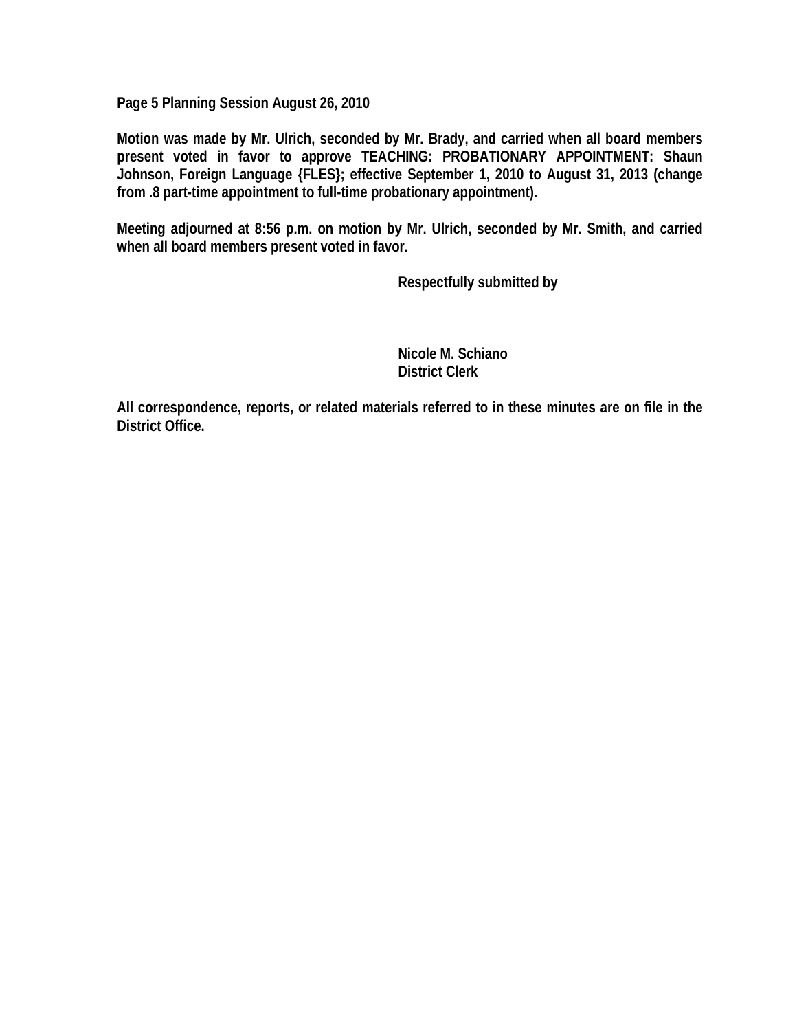**Motion was made by Mr. Ulrich, seconded by Mr. Brady, and carried when all board members present voted in favor to approve TEACHING: PROBATIONARY APPOINTMENT: Shaun Johnson, Foreign Language {FLES}; effective September 1, 2010 to August 31, 2013 (change from .8 part-time appointment to full-time probationary appointment).**

**Meeting adjourned at 8:56 p.m. on motion by Mr. Ulrich, seconded by Mr. Smith, and carried when all board members present voted in favor.**

**Respectfully submitted by**

**Nicole M. Schiano**
**District Clerk**

**All correspondence, reports, or related materials referred to in these minutes are on file in the District Office.**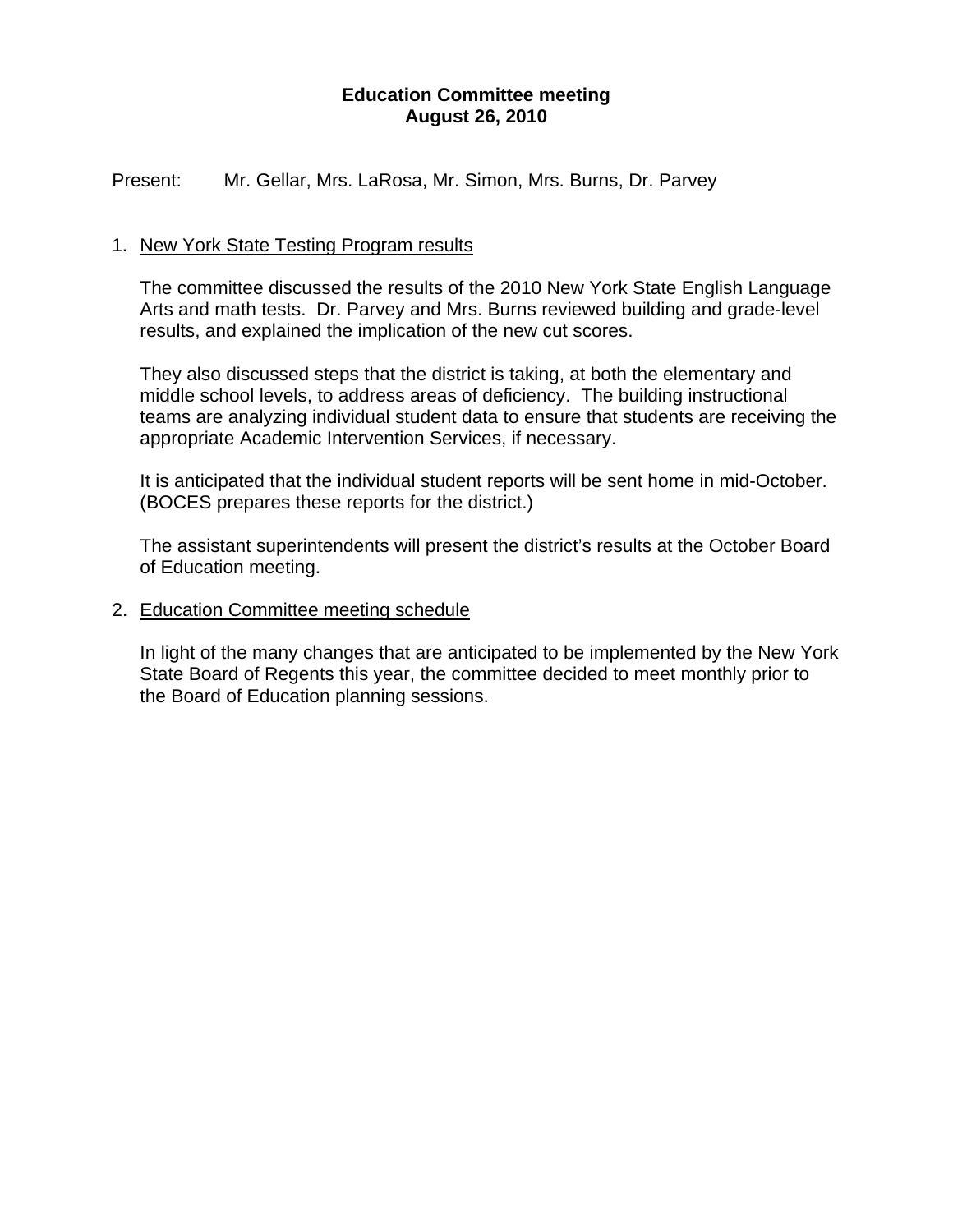**Education Committee meeting**
**August 26, 2010**

Present: Mr. Gellar, Mrs. LaRosa, Mr. Simon, Mrs. Burns, Dr. Parvey

1. New York State Testing Program results

   The committee discussed the results of the 2010 New York State English Language Arts and math tests. Dr. Parvey and Mrs. Burns reviewed building and grade-level results, and explained the implication of the new cut scores.

   They also discussed steps that the district is taking, at both the elementary and middle school levels, to address areas of deficiency. The building instructional teams are analyzing individual student data to ensure that students are receiving the appropriate Academic Intervention Services, if necessary.

   It is anticipated that the individual student reports will be sent home in mid-October. (BOCES prepares these reports for the district.)

   The assistant superintendents will present the district's results at the October Board of Education meeting.

2. Education Committee meeting schedule

   In light of the many changes that are anticipated to be implemented by the New York State Board of Regents this year, the committee decided to meet monthly prior to the Board of Education planning sessions.